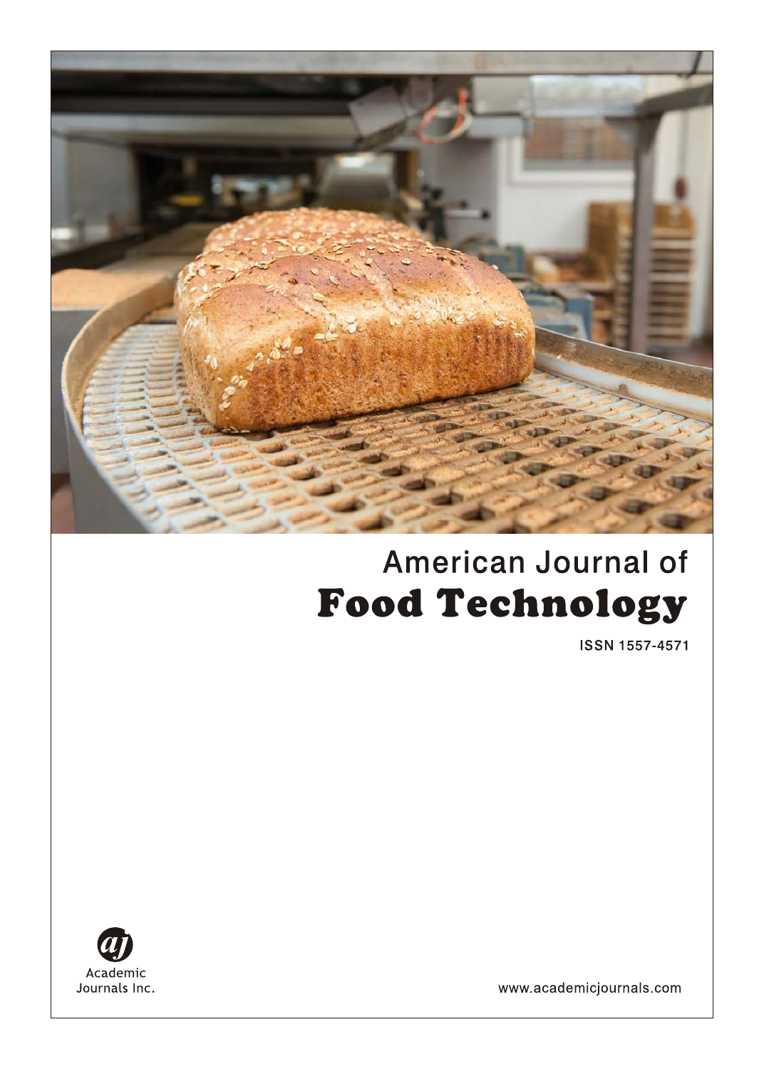# American Journal of
# Food Technology

ISSN 1557-4571

Academic
Journals Inc.

www.academicjournals.com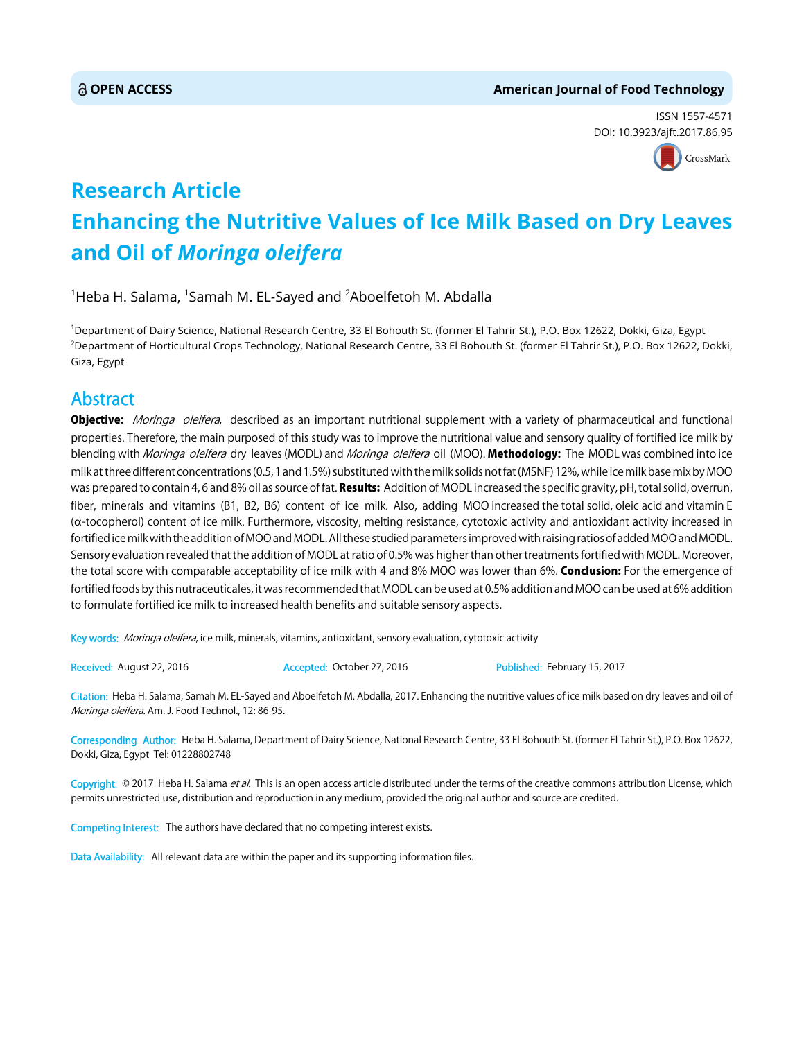**OPEN ACCESS**

**American Journal of Food Technology**

ISSN 1557-4571
DOI: 10.3923/ajft.2017.86.95

# Research Article
# Enhancing the Nutritive Values of Ice Milk Based on Dry Leaves and Oil of *Moringa oleifera*

[1]Heba H. Salama, [1]Samah M. EL-Sayed and [2]Aboelfetoh M. Abdalla

[1]Department of Dairy Science, National Research Centre, 33 El Bohouth St. (former El Tahrir St.), P.O. Box 12622, Dokki, Giza, Egypt
[2]Department of Horticultural Crops Technology, National Research Centre, 33 El Bohouth St. (former El Tahrir St.), P.O. Box 12622, Dokki, Giza, Egypt

## Abstract

**Objective:** *Moringa oleifera*, described as an important nutritional supplement with a variety of pharmaceutical and functional properties. Therefore, the main purposed of this study was to improve the nutritional value and sensory quality of fortified ice milk by blending with *Moringa oleifera* dry leaves (MODL) and *Moringa oleifera* oil (MOO). **Methodology:** The MODL was combined into ice milk at three different concentrations (0.5, 1 and 1.5%) substituted with the milk solids not fat (MSNF) 12%, while ice milk base mix by MOO was prepared to contain 4, 6 and 8% oil as source of fat. **Results:** Addition of MODL increased the specific gravity, pH, total solid, overrun, fiber, minerals and vitamins (B1, B2, B6) content of ice milk. Also, adding MOO increased the total solid, oleic acid and vitamin E (α-tocopherol) content of ice milk. Furthermore, viscosity, melting resistance, cytotoxic activity and antioxidant activity increased in fortified ice milk with the addition of MOO and MODL. All these studied parameters improved with raising ratios of added MOO and MODL. Sensory evaluation revealed that the addition of MODL at ratio of 0.5% was higher than other treatments fortified with MODL. Moreover, the total score with comparable acceptability of ice milk with 4 and 8% MOO was lower than 6%. **Conclusion:** For the emergence of fortified foods by this nutraceuticales, it was recommended that MODL can be used at 0.5% addition and MOO can be used at 6% addition to formulate fortified ice milk to increased health benefits and suitable sensory aspects.

Key words: *Moringa oleifera*, ice milk, minerals, vitamins, antioxidant, sensory evaluation, cytotoxic activity

Received: August 22, 2016 Accepted: October 27, 2016 Published: February 15, 2017

Citation: Heba H. Salama, Samah M. EL-Sayed and Aboelfetoh M. Abdalla, 2017. Enhancing the nutritive values of ice milk based on dry leaves and oil of *Moringa oleifera*. Am. J. Food Technol., 12: 86-95.

Corresponding Author: Heba H. Salama, Department of Dairy Science, National Research Centre, 33 El Bohouth St. (former El Tahrir St.), P.O. Box 12622, Dokki, Giza, Egypt Tel: 01228802748

Copyright: © 2017 Heba H. Salama *et al.* This is an open access article distributed under the terms of the creative commons attribution License, which permits unrestricted use, distribution and reproduction in any medium, provided the original author and source are credited.

Competing Interest: The authors have declared that no competing interest exists.

Data Availability: All relevant data are within the paper and its supporting information files.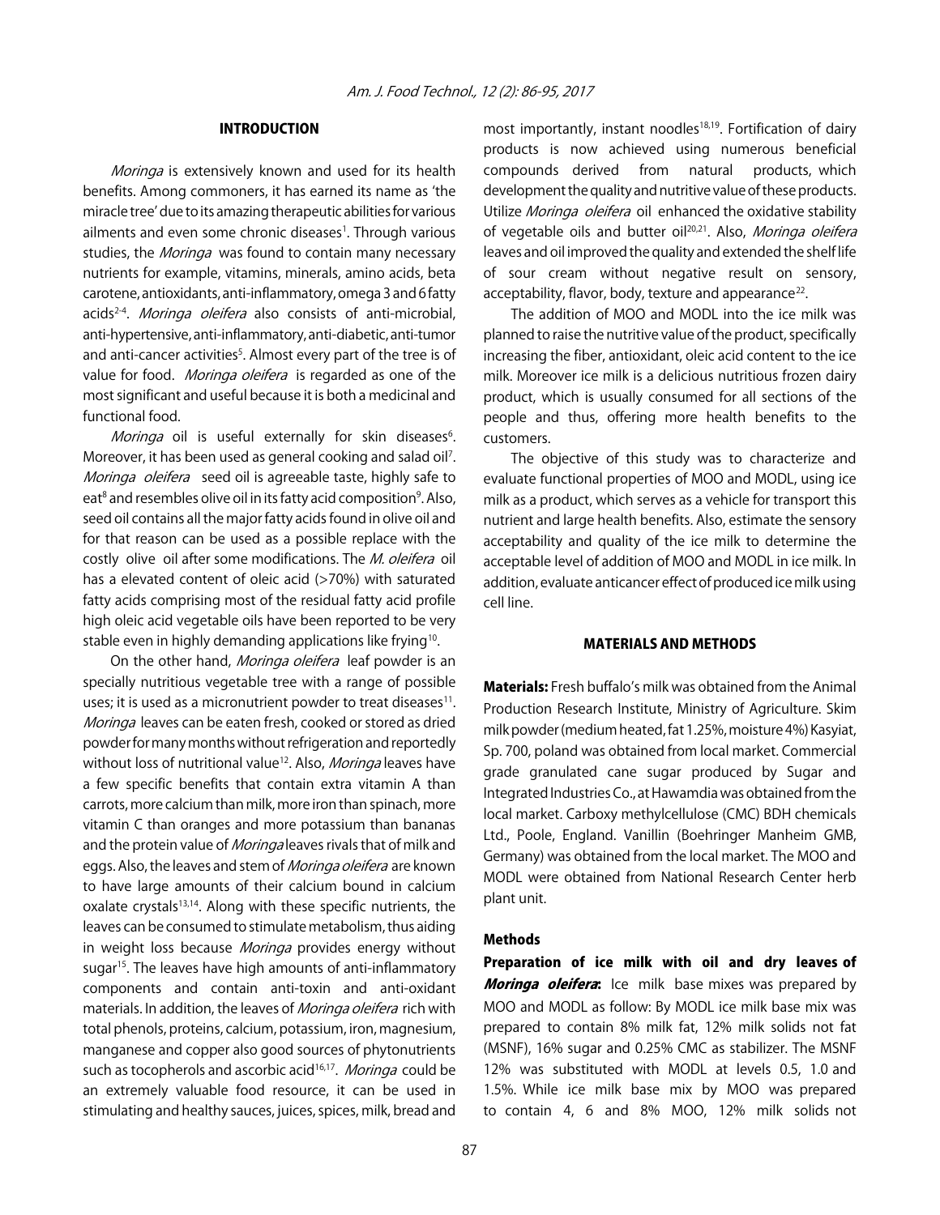## INTRODUCTION

*Moringa* is extensively known and used for its health benefits. Among commoners, it has earned its name as 'the miracle tree' due to its amazing therapeutic abilities for various ailments and even some chronic diseases[1]. Through various studies, the *Moringa* was found to contain many necessary nutrients for example, vitamins, minerals, amino acids, beta carotene, antioxidants, anti-inflammatory, omega 3 and 6 fatty acids[2-4]. *Moringa oleifera* also consists of anti-microbial, anti-hypertensive, anti-inflammatory, anti-diabetic, anti-tumor and anti-cancer activities[5]. Almost every part of the tree is of value for food. *Moringa oleifera* is regarded as one of the most significant and useful because it is both a medicinal and functional food.

*Moringa* oil is useful externally for skin diseases[6]. Moreover, it has been used as general cooking and salad oil[7]. *Moringa oleifera* seed oil is agreeable taste, highly safe to eat[8] and resembles olive oil in its fatty acid composition[9]. Also, seed oil contains all the major fatty acids found in olive oil and for that reason can be used as a possible replace with the costly olive oil after some modifications. The *M. oleifera* oil has a elevated content of oleic acid (>70%) with saturated fatty acids comprising most of the residual fatty acid profile high oleic acid vegetable oils have been reported to be very stable even in highly demanding applications like frying[10].

On the other hand, *Moringa oleifera* leaf powder is an specially nutritious vegetable tree with a range of possible uses; it is used as a micronutrient powder to treat diseases[11]. *Moringa* leaves can be eaten fresh, cooked or stored as dried powder for many months without refrigeration and reportedly without loss of nutritional value[12]. Also, *Moringa* leaves have a few specific benefits that contain extra vitamin A than carrots, more calcium than milk, more iron than spinach, more vitamin C than oranges and more potassium than bananas and the protein value of *Moringa* leaves rivals that of milk and eggs. Also, the leaves and stem of *Moringa oleifera* are known to have large amounts of their calcium bound in calcium oxalate crystals[13,14]. Along with these specific nutrients, the leaves can be consumed to stimulate metabolism, thus aiding in weight loss because *Moringa* provides energy without sugar[15]. The leaves have high amounts of anti-inflammatory components and contain anti-toxin and anti-oxidant materials. In addition, the leaves of *Moringa oleifera* rich with total phenols, proteins, calcium, potassium, iron, magnesium, manganese and copper also good sources of phytonutrients such as tocopherols and ascorbic acid[16,17]. *Moringa* could be an extremely valuable food resource, it can be used in stimulating and healthy sauces, juices, spices, milk, bread and most importantly, instant noodles[18,19]. Fortification of dairy products is now achieved using numerous beneficial compounds derived from natural products, which development the quality and nutritive value of these products. Utilize *Moringa oleifera* oil enhanced the oxidative stability of vegetable oils and butter oil[20,21]. Also, *Moringa oleifera* leaves and oil improved the quality and extended the shelf life of sour cream without negative result on sensory, acceptability, flavor, body, texture and appearance[22].

The addition of MOO and MODL into the ice milk was planned to raise the nutritive value of the product, specifically increasing the fiber, antioxidant, oleic acid content to the ice milk. Moreover ice milk is a delicious nutritious frozen dairy product, which is usually consumed for all sections of the people and thus, offering more health benefits to the customers.

The objective of this study was to characterize and evaluate functional properties of MOO and MODL, using ice milk as a product, which serves as a vehicle for transport this nutrient and large health benefits. Also, estimate the sensory acceptability and quality of the ice milk to determine the acceptable level of addition of MOO and MODL in ice milk. In addition, evaluate anticancer effect of produced ice milk using cell line.

## MATERIALS AND METHODS

**Materials:** Fresh buffalo's milk was obtained from the Animal Production Research Institute, Ministry of Agriculture. Skim milk powder (medium heated, fat 1.25%, moisture 4%) Kasyiat, Sp. 700, poland was obtained from local market. Commercial grade granulated cane sugar produced by Sugar and Integrated Industries Co., at Hawamdia was obtained from the local market. Carboxy methylcellulose (CMC) BDH chemicals Ltd., Poole, England. Vanillin (Boehringer Manheim GMB, Germany) was obtained from the local market. The MOO and MODL were obtained from National Research Center herb plant unit.

### Methods

**Preparation of ice milk with oil and dry leaves of *Moringa oleifera*:** Ice milk base mixes was prepared by MOO and MODL as follow: By MODL ice milk base mix was prepared to contain 8% milk fat, 12% milk solids not fat (MSNF), 16% sugar and 0.25% CMC as stabilizer. The MSNF 12% was substituted with MODL at levels 0.5, 1.0 and 1.5%. While ice milk base mix by MOO was prepared to contain 4, 6 and 8% MOO, 12% milk solids not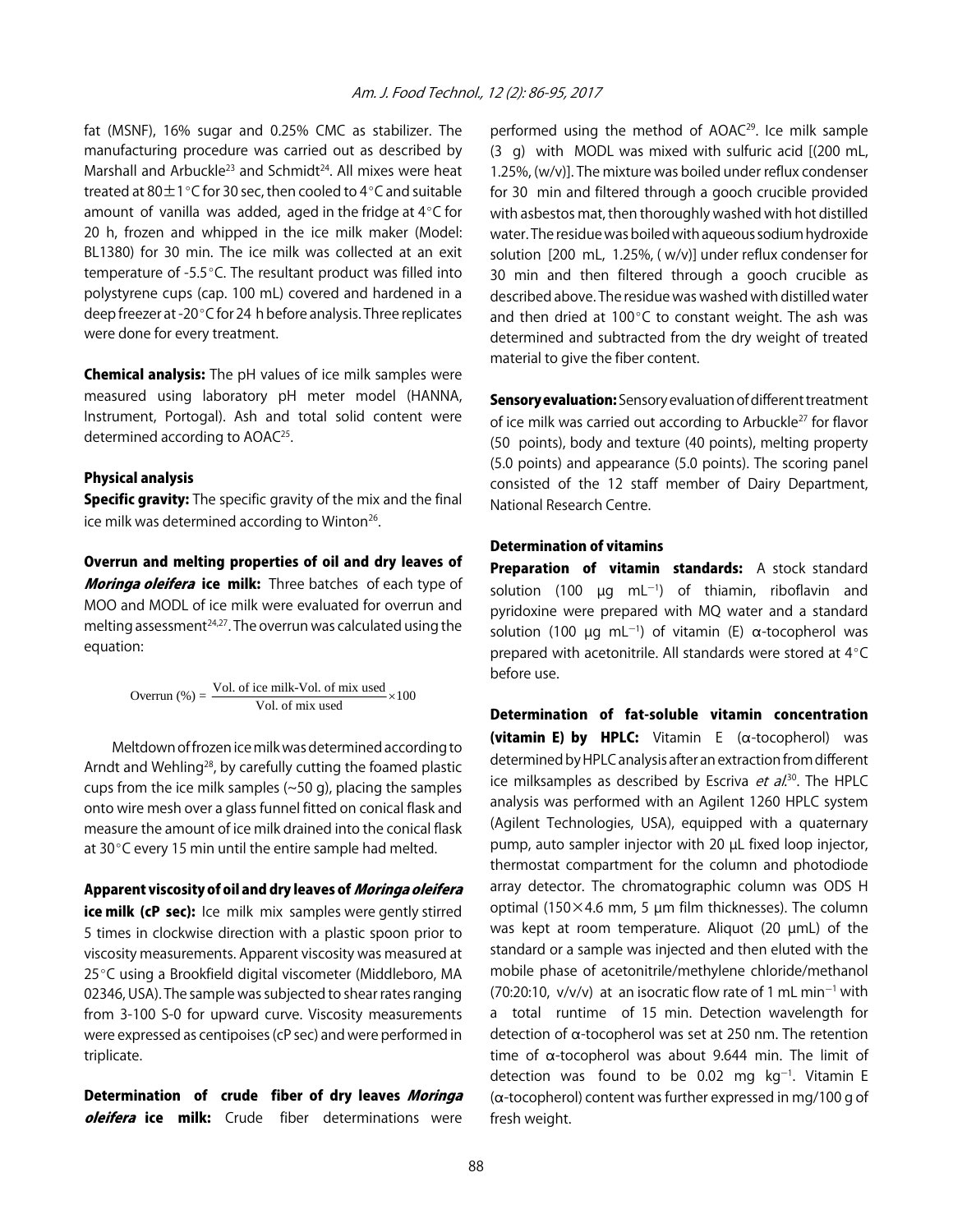fat (MSNF), 16% sugar and 0.25% CMC as stabilizer. The manufacturing procedure was carried out as described by Marshall and Arbuckle[23] and Schmidt[24]. All mixes were heat treated at 80±1°C for 30 sec, then cooled to 4°C and suitable amount of vanilla was added, aged in the fridge at 4°C for 20 h, frozen and whipped in the ice milk maker (Model: BL1380) for 30 min. The ice milk was collected at an exit temperature of -5.5°C. The resultant product was filled into polystyrene cups (cap. 100 mL) covered and hardened in a deep freezer at -20°C for 24 h before analysis. Three replicates were done for every treatment.

**Chemical analysis:** The pH values of ice milk samples were measured using laboratory pH meter model (HANNA, Instrument, Portogal). Ash and total solid content were determined according to AOAC[25].

### Physical analysis

**Specific gravity:** The specific gravity of the mix and the final ice milk was determined according to Winton[26].

**Overrun and melting properties of oil and dry leaves of *Moringa oleifera* ice milk:** Three batches of each type of MOO and MODL of ice milk were evaluated for overrun and melting assessment[24,27]. The overrun was calculated using the equation:

$$\text{Overrun (\%)} = \frac{\text{Vol. of ice milk-Vol. of mix used}}{\text{Vol. of mix used}} \times 100$$

Meltdown of frozen ice milk was determined according to Arndt and Wehling[28], by carefully cutting the foamed plastic cups from the ice milk samples (~50 g), placing the samples onto wire mesh over a glass funnel fitted on conical flask and measure the amount of ice milk drained into the conical flask at 30°C every 15 min until the entire sample had melted.

**Apparent viscosity of oil and dry leaves of *Moringa oleifera* ice milk (cP sec):** Ice milk mix samples were gently stirred 5 times in clockwise direction with a plastic spoon prior to viscosity measurements. Apparent viscosity was measured at 25°C using a Brookfield digital viscometer (Middleboro, MA 02346, USA). The sample was subjected to shear rates ranging from 3-100 S-0 for upward curve. Viscosity measurements were expressed as centipoises (cP sec) and were performed in triplicate.

**Determination of crude fiber of dry leaves *Moringa oleifera* ice milk:** Crude fiber determinations were performed using the method of AOAC[29]. Ice milk sample (3 g) with MODL was mixed with sulfuric acid [(200 mL, 1.25%, (w/v)]. The mixture was boiled under reflux condenser for 30 min and filtered through a gooch crucible provided with asbestos mat, then thoroughly washed with hot distilled water. The residue was boiled with aqueous sodium hydroxide solution [200 mL, 1.25%, ( w/v)] under reflux condenser for 30 min and then filtered through a gooch crucible as described above. The residue was washed with distilled water and then dried at 100°C to constant weight. The ash was determined and subtracted from the dry weight of treated material to give the fiber content.

**Sensory evaluation:** Sensory evaluation of different treatment of ice milk was carried out according to Arbuckle[27] for flavor (50 points), body and texture (40 points), melting property (5.0 points) and appearance (5.0 points). The scoring panel consisted of the 12 staff member of Dairy Department, National Research Centre.

### Determination of vitamins

**Preparation of vitamin standards:** A stock standard solution (100 μg $\text{mL}^{-1}$) of thiamin, riboflavin and pyridoxine were prepared with MQ water and a standard solution (100 μg $\text{mL}^{-1}$) of vitamin (E) α-tocopherol was prepared with acetonitrile. All standards were stored at 4°C before use.

**Determination of fat-soluble vitamin concentration (vitamin E) by HPLC:** Vitamin E (α-tocopherol) was determined by HPLC analysis after an extraction from different ice milksamples as described by Escriva *et al.*[30]. The HPLC analysis was performed with an Agilent 1260 HPLC system (Agilent Technologies, USA), equipped with a quaternary pump, auto sampler injector with 20 μL fixed loop injector, thermostat compartment for the column and photodiode array detector. The chromatographic column was ODS H optimal (150×4.6 mm, 5 μm film thicknesses). The column was kept at room temperature. Aliquot (20 μmL) of the standard or a sample was injected and then eluted with the mobile phase of acetonitrile/methylene chloride/methanol (70:20:10, v/v/v) at an isocratic flow rate of 1 mL $\text{min}^{-1}$ with a total runtime of 15 min. Detection wavelength for detection of α-tocopherol was set at 250 nm. The retention time of α-tocopherol was about 9.644 min. The limit of detection was found to be 0.02 mg $\text{kg}^{-1}$. Vitamin E (α-tocopherol) content was further expressed in mg/100 g of fresh weight.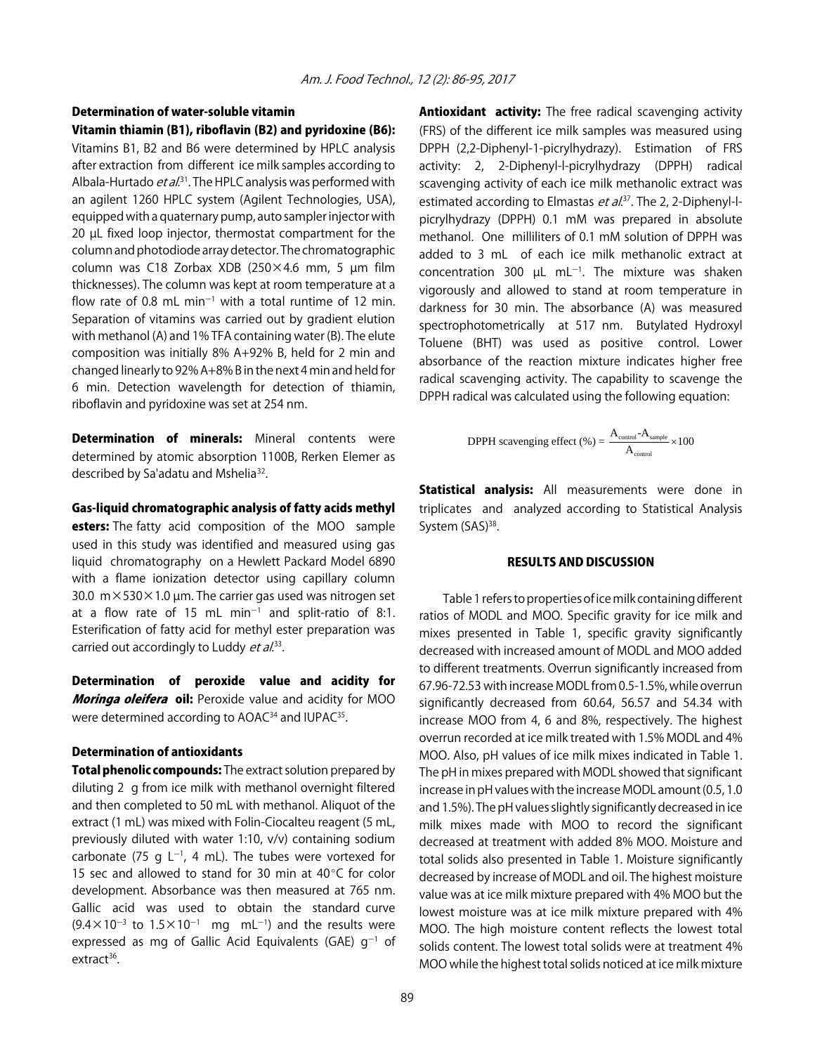### Determination of water-soluble vitamin

**Vitamin thiamin (B1), riboflavin (B2) and pyridoxine (B6):** Vitamins B1, B2 and B6 were determined by HPLC analysis after extraction from different ice milk samples according to Albala-Hurtado *et al.*[31]. The HPLC analysis was performed with an agilent 1260 HPLC system (Agilent Technologies, USA), equipped with a quaternary pump, auto sampler injector with 20 μL fixed loop injector, thermostat compartment for the column and photodiode array detector. The chromatographic column was C18 Zorbax XDB (250×4.6 mm, 5 μm film thicknesses). The column was kept at room temperature at a flow rate of 0.8 mL $min^{-1}$ with a total runtime of 12 min. Separation of vitamins was carried out by gradient elution with methanol (A) and 1% TFA containing water (B). The elute composition was initially 8% A+92% B, held for 2 min and changed linearly to 92% A+8% B in the next 4 min and held for 6 min. Detection wavelength for detection of thiamin, riboflavin and pyridoxine was set at 254 nm.

**Determination of minerals:** Mineral contents were determined by atomic absorption 1100B, Rerken Elemer as described by Sa'adatu and Mshelia[32].

**Gas-liquid chromatographic analysis of fatty acids methyl esters:** The fatty acid composition of the MOO sample used in this study was identified and measured using gas liquid chromatography on a Hewlett Packard Model 6890 with a flame ionization detector using capillary column 30.0 m×530×1.0 μm. The carrier gas used was nitrogen set at a flow rate of 15 mL $min^{-1}$ and split-ratio of 8:1. Esterification of fatty acid for methyl ester preparation was carried out accordingly to Luddy *et al.*[33].

**Determination of peroxide value and acidity for *Moringa oleifera* oil:** Peroxide value and acidity for MOO were determined according to AOAC[34] and IUPAC[35].

### Determination of antioxidants

**Total phenolic compounds:** The extract solution prepared by diluting 2 g from ice milk with methanol overnight filtered and then completed to 50 mL with methanol. Aliquot of the extract (1 mL) was mixed with Folin-Ciocalteu reagent (5 mL, previously diluted with water 1:10, v/v) containing sodium carbonate (75 g $L^{-1}$, 4 mL). The tubes were vortexed for 15 sec and allowed to stand for 30 min at 40°C for color development. Absorbance was then measured at 765 nm. Gallic acid was used to obtain the standard curve ($9.4\times10^{-3}$ to $1.5\times10^{-1}$ mg $mL^{-1}$) and the results were expressed as mg of Gallic Acid Equivalents (GAE) $g^{-1}$ of extract[36].

**Antioxidant activity:** The free radical scavenging activity (FRS) of the different ice milk samples was measured using DPPH (2,2-Diphenyl-1-picrylhydrazy). Estimation of FRS activity: 2, 2-Diphenyl-l-picrylhydrazy (DPPH) radical scavenging activity of each ice milk methanolic extract was estimated according to Elmastas *et al.*[37]. The 2, 2-Diphenyl-l-picrylhydrazy (DPPH) 0.1 mM was prepared in absolute methanol. One milliliters of 0.1 mM solution of DPPH was added to 3 mL of each ice milk methanolic extract at concentration 300 μL $mL^{-1}$. The mixture was shaken vigorously and allowed to stand at room temperature in darkness for 30 min. The absorbance (A) was measured spectrophotometrically at 517 nm. Butylated Hydroxyl Toluene (BHT) was used as positive control. Lower absorbance of the reaction mixture indicates higher free radical scavenging activity. The capability to scavenge the DPPH radical was calculated using the following equation:

$$\text{DPPH scavenging effect (\%)} = \frac{A_{control} - A_{sample}}{A_{control}} \times 100$$

**Statistical analysis:** All measurements were done in triplicates and analyzed according to Statistical Analysis System (SAS)[38].

## RESULTS AND DISCUSSION

Table 1 refers to properties of ice milk containing different ratios of MODL and MOO. Specific gravity for ice milk and mixes presented in Table 1, specific gravity significantly decreased with increased amount of MODL and MOO added to different treatments. Overrun significantly increased from 67.96-72.53 with increase MODL from 0.5-1.5%, while overrun significantly decreased from 60.64, 56.57 and 54.34 with increase MOO from 4, 6 and 8%, respectively. The highest overrun recorded at ice milk treated with 1.5% MODL and 4% MOO. Also, pH values of ice milk mixes indicated in Table 1. The pH in mixes prepared with MODL showed that significant increase in pH values with the increase MODL amount (0.5, 1.0 and 1.5%). The pH values slightly significantly decreased in ice milk mixes made with MOO to record the significant decreased at treatment with added 8% MOO. Moisture and total solids also presented in Table 1. Moisture significantly decreased by increase of MODL and oil. The highest moisture value was at ice milk mixture prepared with 4% MOO but the lowest moisture was at ice milk mixture prepared with 4% MOO. The high moisture content reflects the lowest total solids content. The lowest total solids were at treatment 4% MOO while the highest total solids noticed at ice milk mixture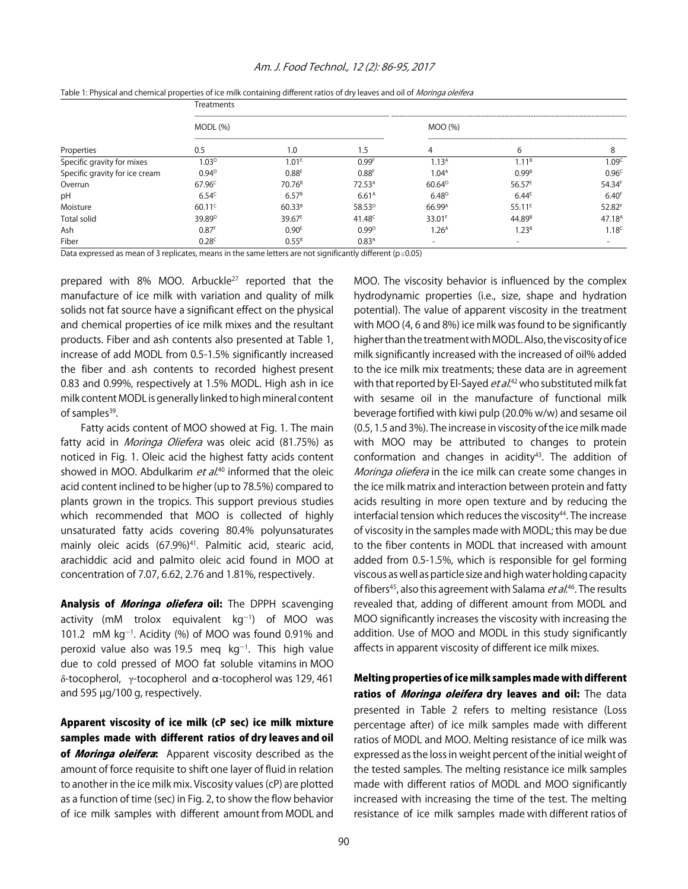Table 1: Physical and chemical properties of ice milk containing different ratios of dry leaves and oil of *Moringa oleifera*

| | Treatments | | | | | |
|---|---|---|---|---|---|---|
| | MODL (%) | | | MOO (%) | | |
| Properties | 0.5 | 1.0 | 1.5 | 4 | 6 | 8 |
| Specific gravity for mixes | 1.03[D] | 1.01[E] | 0.99[F] | 1.13[A] | 1.11[B] | 1.09[C] |
| Specific gravity for ice cream | 0.94[D] | 0.88[E] | 0.88[F] | 1.04[A] | 0.99[B] | 0.96[C] |
| Overrun | 67.96[C] | 70.76[B] | 72.53[A] | 60.64[D] | 56.57[E] | 54.34[F] |
| pH | 6.54[C] | 6.57[B] | 6.61[A] | 6.48[D] | 6.44[E] | 6.40[F] |
| Moisture | 60.11[C] | 60.33[B] | 58.53[D] | 66.99[A] | 55.11[E] | 52.82[F] |
| Total solid | 39.89[D] | 39.67[E] | 41.48[C] | 33.01[F] | 44.89[B] | 47.18[A] |
| Ash | 0.87[F] | 0.90[E] | 0.99[D] | 1.26[A] | 1.23[B] | 1.18[C] |
| Fiber | 0.28[C] | 0.55[B] | 0.83[A] | - | - | - |

Data expressed as mean of 3 replicates, means in the same letters are not significantly different ($p \leq 0.05$)

prepared with 8% MOO. Arbuckle[27] reported that the manufacture of ice milk with variation and quality of milk solids not fat source have a significant effect on the physical and chemical properties of ice milk mixes and the resultant products. Fiber and ash contents also presented at Table 1, increase of add MODL from 0.5-1.5% significantly increased the fiber and ash contents to recorded highest present 0.83 and 0.99%, respectively at 1.5% MODL. High ash in ice milk content MODL is generally linked to high mineral content of samples[39].

Fatty acids content of MOO showed at Fig. 1. The main fatty acid in *Moringa Oliefera* was oleic acid (81.75%) as noticed in Fig. 1. Oleic acid the highest fatty acids content showed in MOO. Abdulkarim *et al.*[40] informed that the oleic acid content inclined to be higher (up to 78.5%) compared to plants grown in the tropics. This support previous studies which recommended that MOO is collected of highly unsaturated fatty acids covering 80.4% polyunsaturates mainly oleic acids (67.9%)[41]. Palmitic acid, stearic acid, arachiddic acid and palmito oleic acid found in MOO at concentration of 7.07, 6.62, 2.76 and 1.81%, respectively.

**Analysis of *Moringa oliefera* oil:** The DPPH scavenging activity (mM trolox equivalent $kg^{-1}$) of MOO was 101.2 mM $kg^{-1}$. Acidity (%) of MOO was found 0.91% and peroxid value also was 19.5 meq $kg^{-1}$. This high value due to cold pressed of MOO fat soluble vitamins in MOO $\delta$-tocopherol, $\gamma$-tocopherol and $\alpha$-tocopherol was 129, 461 and 595 µg/100 g, respectively.

**Apparent viscosity of ice milk (cP sec) ice milk mixture samples made with different ratios of dry leaves and oil of *Moringa oleifera*:** Apparent viscosity described as the amount of force requisite to shift one layer of fluid in relation to another in the ice milk mix. Viscosity values (cP) are plotted as a function of time (sec) in Fig. 2, to show the flow behavior of ice milk samples with different amount from MODL and MOO. The viscosity behavior is influenced by the complex hydrodynamic properties (i.e., size, shape and hydration potential). The value of apparent viscosity in the treatment with MOO (4, 6 and 8%) ice milk was found to be significantly higher than the treatment with MODL. Also, the viscosity of ice milk significantly increased with the increased of oil% added to the ice milk mix treatments; these data are in agreement with that reported by El-Sayed *et al.*[42] who substituted milk fat with sesame oil in the manufacture of functional milk beverage fortified with kiwi pulp (20.0% w/w) and sesame oil (0.5, 1.5 and 3%). The increase in viscosity of the ice milk made with MOO may be attributed to changes to protein conformation and changes in acidity[43]. The addition of *Moringa oliefera* in the ice milk can create some changes in the ice milk matrix and interaction between protein and fatty acids resulting in more open texture and by reducing the interfacial tension which reduces the viscosity[44]. The increase of viscosity in the samples made with MODL; this may be due to the fiber contents in MODL that increased with amount added from 0.5-1.5%, which is responsible for gel forming viscous as well as particle size and high water holding capacity of fibers[45], also this agreement with Salama *et al.*[46]. The results revealed that, adding of different amount from MODL and MOO significantly increases the viscosity with increasing the addition. Use of MOO and MODL in this study significantly affects in apparent viscosity of different ice milk mixes.

**Melting properties of ice milk samples made with different ratios of *Moringa oleifera* dry leaves and oil:** The data presented in Table 2 refers to melting resistance (Loss percentage after) of ice milk samples made with different ratios of MODL and MOO. Melting resistance of ice milk was expressed as the loss in weight percent of the initial weight of the tested samples. The melting resistance ice milk samples made with different ratios of MODL and MOO significantly increased with increasing the time of the test. The melting resistance of ice milk samples made with different ratios of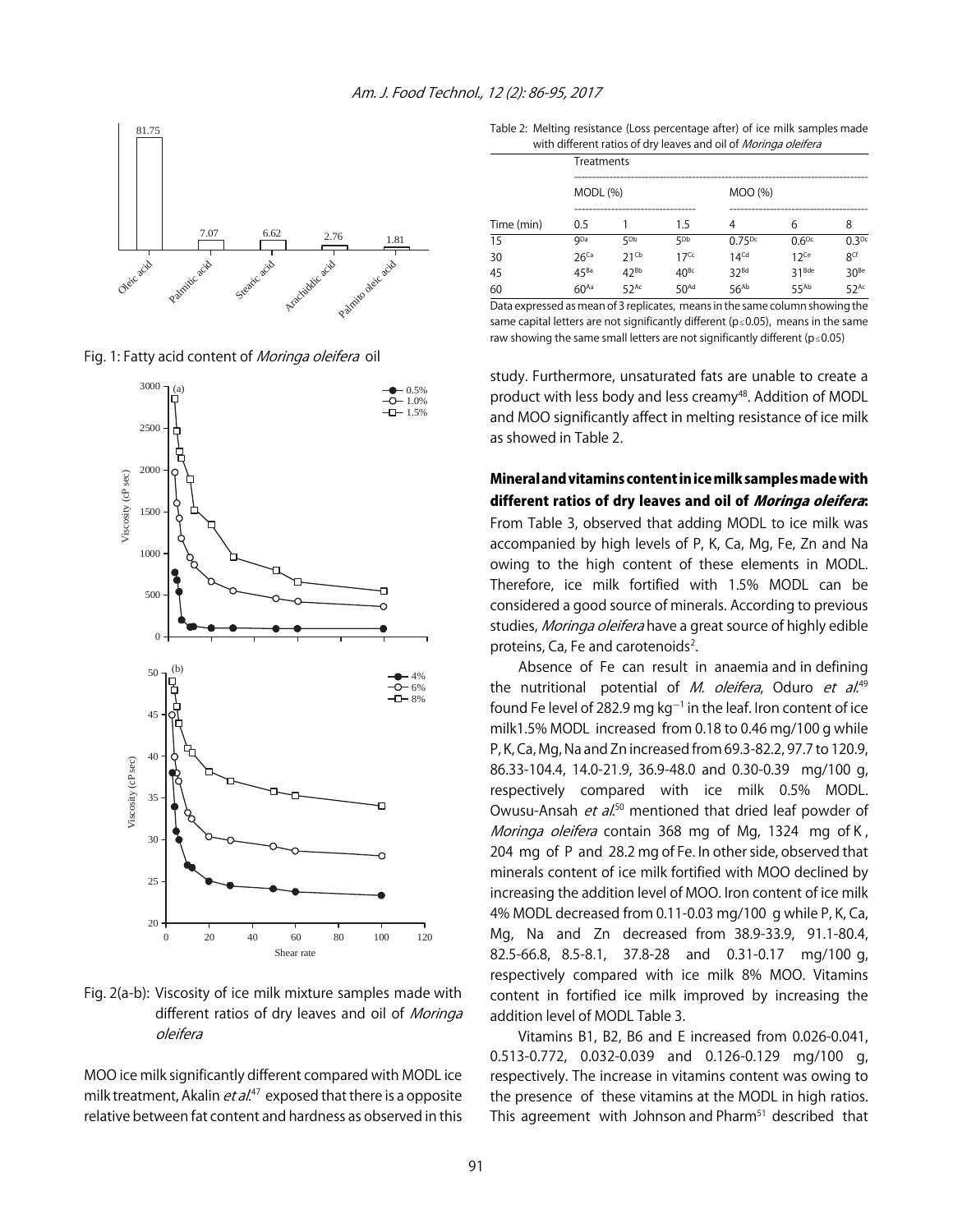Fig. 1: Fatty acid content of *Moringa oleifera* oil

Fig. 2(a-b): Viscosity of ice milk mixture samples made with different ratios of dry leaves and oil of *Moringa oleifera*

MOO ice milk significantly different compared with MODL ice milk treatment, Akalin *et al*.[47] exposed that there is a opposite relative between fat content and hardness as observed in this study. Furthermore, unsaturated fats are unable to create a product with less body and less creamy[48]. Addition of MODL and MOO significantly affect in melting resistance of ice milk as showed in Table 2.

Table 2: Melting resistance (Loss percentage after) of ice milk samples made with different ratios of dry leaves and oil of *Moringa oleifera*

| | Treatments | | | | | |
|---|---|---|---|---|---|---|
| | MODL (%) | | | MOO (%) | | |
| Time (min) | 0.5 | 1 | 1.5 | 4 | 6 | 8 |
| 15 | 9[Da] | 5[Db] | 5[Db] | 0.75[Dc] | 0.6[Dc] | 0.3[Dc] |
| 30 | 26[Ca] | 21[Cb] | 17[Cc] | 14[Cd] | 12[Ce] | 8[Cf] |
| 45 | 45[Ba] | 42[Bb] | 40[Bc] | 32[Bd] | 31[Bde] | 30[Be] |
| 60 | 60[Aa] | 52[Ac] | 50[Ad] | 56[Ab] | 55[Ab] | 52[Ac] |

Data expressed as mean of 3 replicates, means in the same column showing the same capital letters are not significantly different ($p \leq 0.05$), means in the same raw showing the same small letters are not significantly different ($p \leq 0.05$)

## Mineral and vitamins content in ice milk samples made with different ratios of dry leaves and oil of *Moringa oleifera*:

From Table 3, observed that adding MODL to ice milk was accompanied by high levels of P, K, Ca, Mg, Fe, Zn and Na owing to the high content of these elements in MODL. Therefore, ice milk fortified with 1.5% MODL can be considered a good source of minerals. According to previous studies, *Moringa oleifera* have a great source of highly edible proteins, Ca, Fe and carotenoids[2].

Absence of Fe can result in anaemia and in defining the nutritional potential of *M. oleifera*, Oduro *et al*.[49] found Fe level of 282.9 mg $kg^{-1}$ in the leaf. Iron content of ice milk1.5% MODL increased from 0.18 to 0.46 mg/100 g while P, K, Ca, Mg, Na and Zn increased from 69.3-82.2, 97.7 to 120.9, 86.33-104.4, 14.0-21.9, 36.9-48.0 and 0.30-0.39 mg/100 g, respectively compared with ice milk 0.5% MODL. Owusu-Ansah *et al*.[50] mentioned that dried leaf powder of *Moringa oleifera* contain 368 mg of Mg, 1324 mg of K, 204 mg of P and 28.2 mg of Fe. In other side, observed that minerals content of ice milk fortified with MOO declined by increasing the addition level of MOO. Iron content of ice milk 4% MODL decreased from 0.11-0.03 mg/100 g while P, K, Ca, Mg, Na and Zn decreased from 38.9-33.9, 91.1-80.4, 82.5-66.8, 8.5-8.1, 37.8-28 and 0.31-0.17 mg/100 g, respectively compared with ice milk 8% MOO. Vitamins content in fortified ice milk improved by increasing the addition level of MODL Table 3.

Vitamins B1, B2, B6 and E increased from 0.026-0.041, 0.513-0.772, 0.032-0.039 and 0.126-0.129 mg/100 g, respectively. The increase in vitamins content was owing to the presence of these vitamins at the MODL in high ratios. This agreement with Johnson and Pharm[51] described that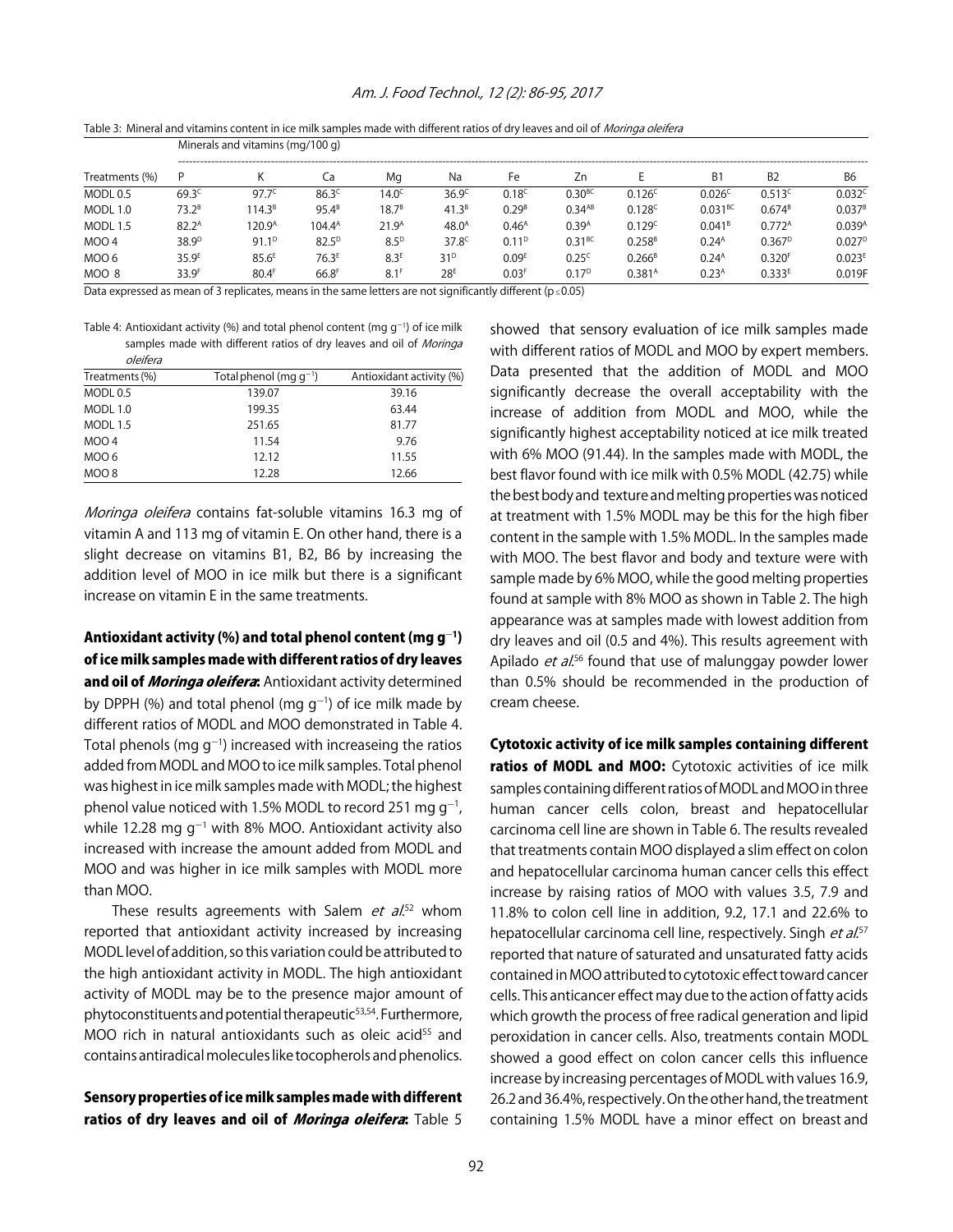Table 3: Mineral and vitamins content in ice milk samples made with different ratios of dry leaves and oil of *Moringa oleifera*

| Treatments (%) | Minerals and vitamins (mg/100 g) | | | | | | | | | | |
|---|---|---|---|---|---|---|---|---|---|---|---|
| | P | K | Ca | Mg | Na | Fe | Zn | E | B1 | B2 | B6 |
| MODL 0.5 | 69.3[C] | 97.7[C] | 86.3[C] | 14.0[C] | 36.9[C] | 0.18[C] | 0.30[BC] | 0.126[C] | 0.026[C] | 0.513[C] | 0.032[C] |
| MODL 1.0 | 73.2[B] | 114.3[B] | 95.4[B] | 18.7[B] | 41.3[B] | 0.29[B] | 0.34[AB] | 0.128[C] | 0.031[BC] | 0.674[B] | 0.037[B] |
| MODL 1.5 | 82.2[A] | 120.9[A] | 104.4[A] | 21.9[A] | 48.0[A] | 0.46[A] | 0.39[A] | 0.129[C] | 0.041[B] | 0.772[A] | 0.039[A] |
| MOO 4 | 38.9[D] | 91.1[D] | 82.5[D] | 8.5[D] | 37.8[C] | 0.11[D] | 0.31[BC] | 0.258[B] | 0.24[A] | 0.367[D] | 0.027[D] |
| MOO 6 | 35.9[E] | 85.6[E] | 76.3[E] | 8.3[E] | 31[D] | 0.09[E] | 0.25[C] | 0.266[B] | 0.24[A] | 0.320[F] | 0.023[E] |
| MOO 8 | 33.9[F] | 80.4[F] | 66.8[F] | 8.1[F] | 28[E] | 0.03[F] | 0.17[D] | 0.381[A] | 0.23[A] | 0.333[E] | 0.019F |

Data expressed as mean of 3 replicates, means in the same letters are not significantly different ($p \leq 0.05$)

Table 4: Antioxidant activity (%) and total phenol content (mg $g^{-1}$) of ice milk samples made with different ratios of dry leaves and oil of *Moringa oleifera*

| Treatments (%) | Total phenol (mg $g^{-1}$) | Antioxidant activity (%) |
|---|---|---|
| MODL 0.5 | 139.07 | 39.16 |
| MODL 1.0 | 199.35 | 63.44 |
| MODL 1.5 | 251.65 | 81.77 |
| MOO 4 | 11.54 | 9.76 |
| MOO 6 | 12.12 | 11.55 |
| MOO 8 | 12.28 | 12.66 |

*Moringa oleifera* contains fat-soluble vitamins 16.3 mg of vitamin A and 113 mg of vitamin E. On other hand, there is a slight decrease on vitamins B1, B2, B6 by increasing the addition level of MOO in ice milk but there is a significant increase on vitamin E in the same treatments.

**Antioxidant activity (%) and total phenol content (mg $g^{-1}$) of ice milk samples made with different ratios of dry leaves and oil of *Moringa oleifera*:** Antioxidant activity determined by DPPH (%) and total phenol (mg $g^{-1}$) of ice milk made by different ratios of MODL and MOO demonstrated in Table 4. Total phenols (mg $g^{-1}$) increased with increaseing the ratios added from MODL and MOO to ice milk samples. Total phenol was highest in ice milk samples made with MODL; the highest phenol value noticed with 1.5% MODL to record 251 mg $g^{-1}$, while 12.28 mg $g^{-1}$ with 8% MOO. Antioxidant activity also increased with increase the amount added from MODL and MOO and was higher in ice milk samples with MODL more than MOO.

These results agreements with Salem *et al.*[52] whom reported that antioxidant activity increased by increasing MODL level of addition, so this variation could be attributed to the high antioxidant activity in MODL. The high antioxidant activity of MODL may be to the presence major amount of phytoconstituents and potential therapeutic[53,54]. Furthermore, MOO rich in natural antioxidants such as oleic acid[55] and contains antiradical molecules like tocopherols and phenolics.

**Sensory properties of ice milk samples made with different ratios of dry leaves and oil of *Moringa oleifera*:** Table 5 showed that sensory evaluation of ice milk samples made with different ratios of MODL and MOO by expert members. Data presented that the addition of MODL and MOO significantly decrease the overall acceptability with the increase of addition from MODL and MOO, while the significantly highest acceptability noticed at ice milk treated with 6% MOO (91.44). In the samples made with MODL, the best flavor found with ice milk with 0.5% MODL (42.75) while the best body and texture and melting properties was noticed at treatment with 1.5% MODL may be this for the high fiber content in the sample with 1.5% MODL. In the samples made with MOO. The best flavor and body and texture were with sample made by 6% MOO, while the good melting properties found at sample with 8% MOO as shown in Table 2. The high appearance was at samples made with lowest addition from dry leaves and oil (0.5 and 4%). This results agreement with Apilado *et al.*[56] found that use of malunggay powder lower than 0.5% should be recommended in the production of cream cheese.

**Cytotoxic activity of ice milk samples containing different ratios of MODL and MOO:** Cytotoxic activities of ice milk samples containing different ratios of MODL and MOO in three human cancer cells line colon, breast and hepatocellular carcinoma cell line are shown in Table 6. The results revealed that treatments contain MOO displayed a slim effect on colon and hepatocellular carcinoma human cancer cells this effect increase by raising ratios of MOO with values 3.5, 7.9 and 11.8% to colon cell line in addition, 9.2, 17.1 and 22.6% to hepatocellular carcinoma cell line, respectively. Singh *et al.*[57] reported that nature of saturated and unsaturated fatty acids contained in MOO attributed to cytotoxic effect toward cancer cells. This anticancer effect may due to the action of fatty acids which growth the process of free radical generation and lipid peroxidation in cancer cells. Also, treatments contain MODL showed a good effect on colon cancer cells this influence increase by increasing percentages of MODL with values 16.9, 26.2 and 36.4%, respectively. On the other hand, the treatment containing 1.5% MODL have a minor effect on breast and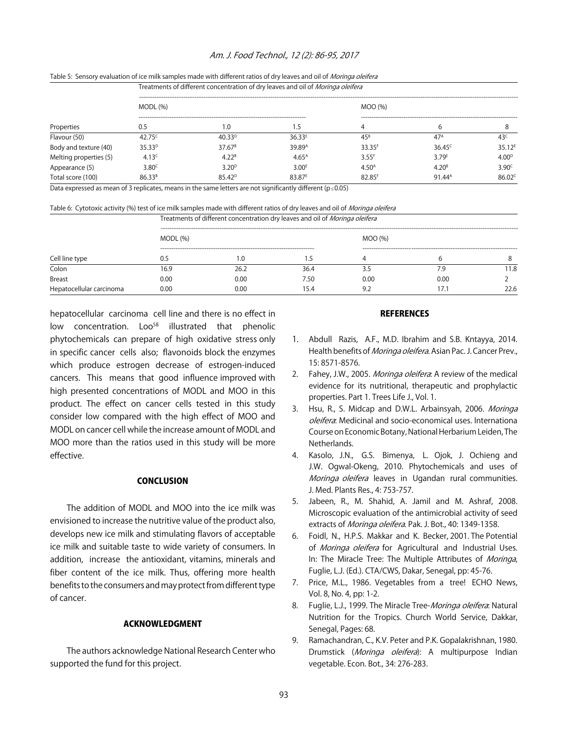Table 5: Sensory evaluation of ice milk samples made with different ratios of dry leaves and oil of *Moringa oleifera*

| | Treatments of different concentration of dry leaves and oil of *Moringa oleifera* | | | | | |
|---|---|---|---|---|---|---|
| | MODL (%) | | | MOO (%) | | |
| Properties | 0.5 | 1.0 | 1.5 | 4 | 6 | 8 |
| Flavour (50) | 42.75[C] | 40.33[D] | 36.33[E] | 45[B] | 47[A] | 43[C] |
| Body and texture (40) | 35.33[D] | 37.67[B] | 39.89[A] | 33.35[F] | 36.45[C] | 35.12[E] |
| Melting properties (5) | 4.13[C] | 4.22[B] | 4.65[A] | 3.55[F] | 3.79[E] | 4.00[D] |
| Appearance (5) | 3.80[C] | 3.20[D] | 3.00[E] | 4.50[A] | 4.20[B] | 3.90[C] |
| Total score (100) | 86.33[B] | 85.42[D] | 83.87[E] | 82.85[F] | 91.44[A] | 86.02[C] |

Data expressed as mean of 3 replicates, means in the same letters are not significantly different ($p \leq 0.05$)

Table 6: Cytotoxic activity (%) test of ice milk samples made with different ratios of dry leaves and oil of *Moringa oleifera*

| | Treatments of different concentration dry leaves and oil of *Moringa oleifera* | | | | | |
|---|---|---|---|---|---|---|
| | MODL (%) | | | MOO (%) | | |
| Cell line type | 0.5 | 1.0 | 1.5 | 4 | 6 | 8 |
| Colon | 16.9 | 26.2 | 36.4 | 3.5 | 7.9 | 11.8 |
| Breast | 0.00 | 0.00 | 7.50 | 0.00 | 0.00 | 2 |
| Hepatocellular carcinoma | 0.00 | 0.00 | 15.4 | 9.2 | 17.1 | 22.6 |

hepatocellular carcinoma cell line and there is no effect in low concentration. Loo[58] illustrated that phenolic phytochemicals can prepare of high oxidative stress only in specific cancer cells also; flavonoids block the enzymes which produce estrogen decrease of estrogen-induced cancers. This means that good influence improved with high presented concentrations of MODL and MOO in this product. The effect on cancer cells tested in this study consider low compared with the high effect of MOO and MODL on cancer cell while the increase amount of MODL and MOO more than the ratios used in this study will be more effective.

## CONCLUSION

The addition of MODL and MOO into the ice milk was envisioned to increase the nutritive value of the product also, develops new ice milk and stimulating flavors of acceptable ice milk and suitable taste to wide variety of consumers. In addition, increase the antioxidant, vitamins, minerals and fiber content of the ice milk. Thus, offering more health benefits to the consumers and may protect from different type of cancer.

## ACKNOWLEDGMENT

The authors acknowledge National Research Center who supported the fund for this project.

## REFERENCES

1. Abdull Razis, A.F., M.D. Ibrahim and S.B. Kntayya, 2014. Health benefits of *Moringa oleifera*. Asian Pac. J. Cancer Prev., 15: 8571-8576.
2. Fahey, J.W., 2005. *Moringa oleifera*: A review of the medical evidence for its nutritional, therapeutic and prophylactic properties. Part 1. Trees Life J., Vol. 1.
3. Hsu, R., S. Midcap and D.W.L. Arbainsyah, 2006. *Moringa oleifera*: Medicinal and socio-economical uses. Internationa Course on Economic Botany, National Herbarium Leiden, The Netherlands.
4. Kasolo, J.N., G.S. Bimenya, L. Ojok, J. Ochieng and J.W. Ogwal-Okeng, 2010. Phytochemicals and uses of *Moringa oleifera* leaves in Ugandan rural communities. J. Med. Plants Res., 4: 753-757.
5. Jabeen, R., M. Shahid, A. Jamil and M. Ashraf, 2008. Microscopic evaluation of the antimicrobial activity of seed extracts of *Moringa oleifera*. Pak. J. Bot., 40: 1349-1358.
6. Foidl, N., H.P.S. Makkar and K. Becker, 2001. The Potential of *Moringa oleifera* for Agricultural and Industrial Uses. In: The Miracle Tree: The Multiple Attributes of *Moringa*, Fuglie, L.J. (Ed.). CTA/CWS, Dakar, Senegal, pp: 45-76.
7. Price, M.L., 1986. Vegetables from a tree! ECHO News, Vol. 8, No. 4, pp: 1-2.
8. Fuglie, L.J., 1999. The Miracle Tree-*Moringa oleifera*: Natural Nutrition for the Tropics. Church World Service, Dakkar, Senegal, Pages: 68.
9. Ramachandran, C., K.V. Peter and P.K. Gopalakrishnan, 1980. Drumstick (*Moringa oleifera*): A multipurpose Indian vegetable. Econ. Bot., 34: 276-283.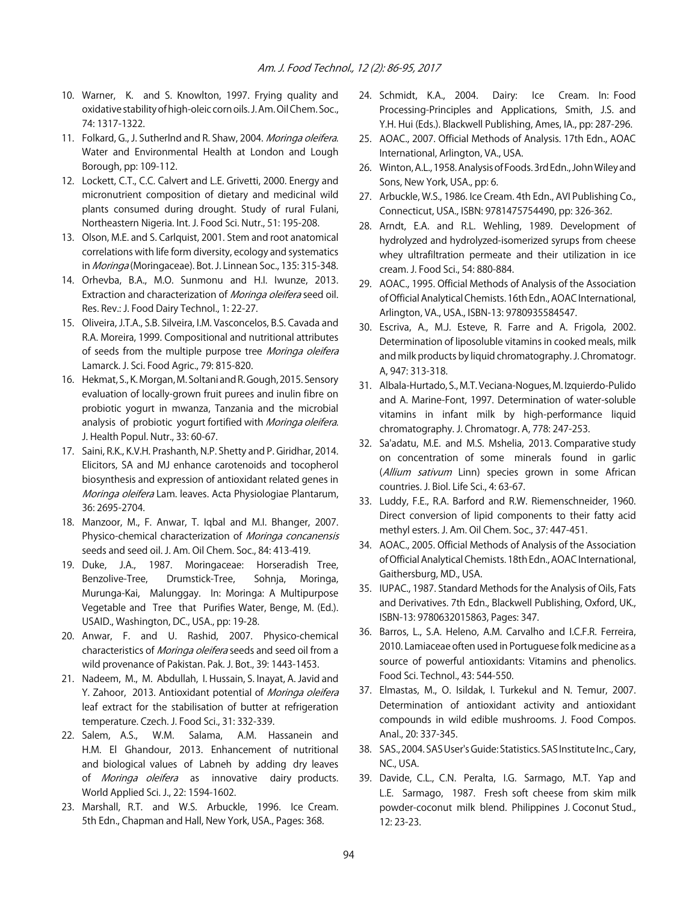10. Warner, K. and S. Knowlton, 1997. Frying quality and oxidative stability of high-oleic corn oils. J. Am. Oil Chem. Soc., 74: 1317-1322.
11. Folkard, G., J. Sutherlnd and R. Shaw, 2004. *Moringa oleifera*. Water and Environmental Health at London and Lough Borough, pp: 109-112.
12. Lockett, C.T., C.C. Calvert and L.E. Grivetti, 2000. Energy and micronutrient composition of dietary and medicinal wild plants consumed during drought. Study of rural Fulani, Northeastern Nigeria. Int. J. Food Sci. Nutr., 51: 195-208.
13. Olson, M.E. and S. Carlquist, 2001. Stem and root anatomical correlations with life form diversity, ecology and systematics in *Moringa* (Moringaceae). Bot. J. Linnean Soc., 135: 315-348.
14. Orhevba, B.A., M.O. Sunmonu and H.I. Iwunze, 2013. Extraction and characterization of *Moringa oleifera* seed oil. Res. Rev.: J. Food Dairy Technol., 1: 22-27.
15. Oliveira, J.T.A., S.B. Silveira, I.M. Vasconcelos, B.S. Cavada and R.A. Moreira, 1999. Compositional and nutritional attributes of seeds from the multiple purpose tree *Moringa oleifera* Lamarck. J. Sci. Food Agric., 79: 815-820.
16. Hekmat, S., K. Morgan, M. Soltani and R. Gough, 2015. Sensory evaluation of locally-grown fruit purees and inulin fibre on probiotic yogurt in mwanza, Tanzania and the microbial analysis of probiotic yogurt fortified with *Moringa oleifera*. J. Health Popul. Nutr., 33: 60-67.
17. Saini, R.K., K.V.H. Prashanth, N.P. Shetty and P. Giridhar, 2014. Elicitors, SA and MJ enhance carotenoids and tocopherol biosynthesis and expression of antioxidant related genes in *Moringa oleifera* Lam. leaves. Acta Physiologiae Plantarum, 36: 2695-2704.
18. Manzoor, M., F. Anwar, T. Iqbal and M.I. Bhanger, 2007. Physico-chemical characterization of *Moringa concanensis* seeds and seed oil. J. Am. Oil Chem. Soc., 84: 413-419.
19. Duke, J.A., 1987. Moringaceae: Horseradish Tree, Benzolive-Tree, Drumstick-Tree, Sohnja, Moringa, Murunga-Kai, Malunggay. In: Moringa: A Multipurpose Vegetable and Tree that Purifies Water, Benge, M. (Ed.). USAID., Washington, DC., USA., pp: 19-28.
20. Anwar, F. and U. Rashid, 2007. Physico-chemical characteristics of *Moringa oleifera* seeds and seed oil from a wild provenance of Pakistan. Pak. J. Bot., 39: 1443-1453.
21. Nadeem, M., M. Abdullah, I. Hussain, S. Inayat, A. Javid and Y. Zahoor, 2013. Antioxidant potential of *Moringa oleifera* leaf extract for the stabilisation of butter at refrigeration temperature. Czech. J. Food Sci., 31: 332-339.
22. Salem, A.S., W.M. Salama, A.M. Hassanein and H.M. El Ghandour, 2013. Enhancement of nutritional and biological values of Labneh by adding dry leaves of *Moringa oleifera* as innovative dairy products. World Applied Sci. J., 22: 1594-1602.
23. Marshall, R.T. and W.S. Arbuckle, 1996. Ice Cream. 5th Edn., Chapman and Hall, New York, USA., Pages: 368.
24. Schmidt, K.A., 2004. Dairy: Ice Cream. In: Food Processing-Principles and Applications, Smith, J.S. and Y.H. Hui (Eds.). Blackwell Publishing, Ames, IA., pp: 287-296.
25. AOAC., 2007. Official Methods of Analysis. 17th Edn., AOAC International, Arlington, VA., USA.
26. Winton, A.L., 1958. Analysis of Foods. 3rd Edn., John Wiley and Sons, New York, USA., pp: 6.
27. Arbuckle, W.S., 1986. Ice Cream. 4th Edn., AVI Publishing Co., Connecticut, USA., ISBN: 9781475754490, pp: 326-362.
28. Arndt, E.A. and R.L. Wehling, 1989. Development of hydrolyzed and hydrolyzed-isomerized syrups from cheese whey ultrafiltration permeate and their utilization in ice cream. J. Food Sci., 54: 880-884.
29. AOAC., 1995. Official Methods of Analysis of the Association of Official Analytical Chemists. 16th Edn., AOAC International, Arlington, VA., USA., ISBN-13: 9780935584547.
30. Escriva, A., M.J. Esteve, R. Farre and A. Frigola, 2002. Determination of liposoluble vitamins in cooked meals, milk and milk products by liquid chromatography. J. Chromatogr. A, 947: 313-318.
31. Albala-Hurtado, S., M.T. Veciana-Nogues, M. Izquierdo-Pulido and A. Marine-Font, 1997. Determination of water-soluble vitamins in infant milk by high-performance liquid chromatography. J. Chromatogr. A, 778: 247-253.
32. Sa'adatu, M.E. and M.S. Mshelia, 2013. Comparative study on concentration of some minerals found in garlic (*Allium sativum* Linn) species grown in some African countries. J. Biol. Life Sci., 4: 63-67.
33. Luddy, F.E., R.A. Barford and R.W. Riemenschneider, 1960. Direct conversion of lipid components to their fatty acid methyl esters. J. Am. Oil Chem. Soc., 37: 447-451.
34. AOAC., 2005. Official Methods of Analysis of the Association of Official Analytical Chemists. 18th Edn., AOAC International, Gaithersburg, MD., USA.
35. IUPAC., 1987. Standard Methods for the Analysis of Oils, Fats and Derivatives. 7th Edn., Blackwell Publishing, Oxford, UK., ISBN-13: 9780632015863, Pages: 347.
36. Barros, L., S.A. Heleno, A.M. Carvalho and I.C.F.R. Ferreira, 2010. Lamiaceae often used in Portuguese folk medicine as a source of powerful antioxidants: Vitamins and phenolics. Food Sci. Technol., 43: 544-550.
37. Elmastas, M., O. Isildak, I. Turkekul and N. Temur, 2007. Determination of antioxidant activity and antioxidant compounds in wild edible mushrooms. J. Food Compos. Anal., 20: 337-345.
38. SAS., 2004. SAS User's Guide: Statistics. SAS Institute Inc., Cary, NC., USA.
39. Davide, C.L., C.N. Peralta, I.G. Sarmago, M.T. Yap and L.E. Sarmago, 1987. Fresh soft cheese from skim milk powder-coconut milk blend. Philippines J. Coconut Stud., 12: 23-23.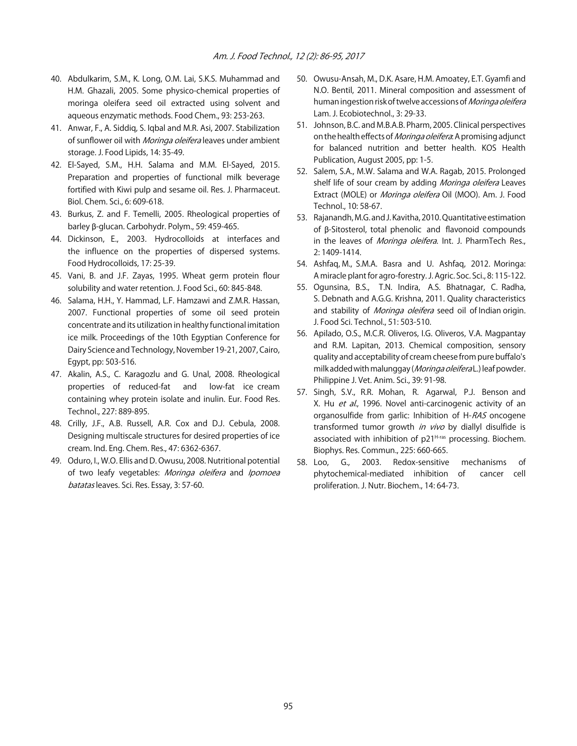40. Abdulkarim, S.M., K. Long, O.M. Lai, S.K.S. Muhammad and H.M. Ghazali, 2005. Some physico-chemical properties of moringa oleifera seed oil extracted using solvent and aqueous enzymatic methods. Food Chem., 93: 253-263.
41. Anwar, F., A. Siddiq, S. Iqbal and M.R. Asi, 2007. Stabilization of sunflower oil with *Moringa oleifera* leaves under ambient storage. J. Food Lipids, 14: 35-49.
42. El-Sayed, S.M., H.H. Salama and M.M. El-Sayed, 2015. Preparation and properties of functional milk beverage fortified with Kiwi pulp and sesame oil. Res. J. Pharmaceut. Biol. Chem. Sci., 6: 609-618.
43. Burkus, Z. and F. Temelli, 2005. Rheological properties of barley β-glucan. Carbohydr. Polym., 59: 459-465.
44. Dickinson, E., 2003. Hydrocolloids at interfaces and the influence on the properties of dispersed systems. Food Hydrocolloids, 17: 25-39.
45. Vani, B. and J.F. Zayas, 1995. Wheat germ protein flour solubility and water retention. J. Food Sci., 60: 845-848.
46. Salama, H.H., Y. Hammad, L.F. Hamzawi and Z.M.R. Hassan, 2007. Functional properties of some oil seed protein concentrate and its utilization in healthy functional imitation ice milk. Proceedigs of the 10th Egyptian Conference for Dairy Science and Technology, November 19-21, 2007, Cairo, Egypt, pp: 503-516.
47. Akalin, A.S., C. Karagozlu and G. Unal, 2008. Rheological properties of reduced-fat and low-fat ice cream containing whey protein isolate and inulin. Eur. Food Res. Technol., 227: 889-895.
48. Crilly, J.F., A.B. Russell, A.R. Cox and D.J. Cebula, 2008. Designing multiscale structures for desired properties of ice cream. Ind. Eng. Chem. Res., 47: 6362-6367.
49. Oduro, I., W.O. Ellis and D. Owusu, 2008. Nutritional potential of two leafy vegetables: *Moringa oleifera* and *Ipomoea batatas* leaves. Sci. Res. Essay, 3: 57-60.
50. Owusu-Ansah, M., D.K. Asare, H.M. Amoatey, E.T. Gyamfi and N.O. Bentil, 2011. Mineral composition and assessment of human ingestion risk of twelve accessions of *Moringa oleifera* Lam. J. Ecobiotechnol., 3: 29-33.
51. Johnson, B.C. and M.B.A.B. Pharm, 2005. Clinical perspectives on the health effects of *Moringa oleifera*: A promising adjunct for balanced nutrition and better health. KOS Health Publication, August 2005, pp: 1-5.
52. Salem, S.A., M.W. Salama and W.A. Ragab, 2015. Prolonged shelf life of sour cream by adding *Moringa oleifera* Leaves Extract (MOLE) or *Moringa oleifera* Oil (MOO). Am. J. Food Technol., 10: 58-67.
53. Rajanandh, M.G. and J. Kavitha, 2010. Quantitative estimation of β-Sitosterol, total phenolic and flavonoid compounds in the leaves of *Moringa oleifera*. Int. J. PharmTech Res., 2: 1409-1414.
54. Ashfaq, M., S.M.A. Basra and U. Ashfaq, 2012. Moringa: A miracle plant for agro-forestry. J. Agric. Soc. Sci., 8: 115-122.
55. Ogunsina, B.S., T.N. Indira, A.S. Bhatnagar, C. Radha, S. Debnath and A.G.G. Krishna, 2011. Quality characteristics and stability of *Moringa oleifera* seed oil of Indian origin. J. Food Sci. Technol., 51: 503-510.
56. Apilado, O.S., M.C.R. Oliveros, I.G. Oliveros, V.A. Magpantay and R.M. Lapitan, 2013. Chemical composition, sensory quality and acceptability of cream cheese from pure buffalo's milk added with malunggay (*Moringa oleifera* L.) leaf powder. Philippine J. Vet. Anim. Sci., 39: 91-98.
57. Singh, S.V., R.R. Mohan, R. Agarwal, P.J. Benson and X. Hu *et al*., 1996. Novel anti-carcinogenic activity of an organosulfide from garlic: Inhibition of H-*RAS* oncogene transformed tumor growth *in vivo* by diallyl disulfide is associated with inhibition of $p21^{H\text{-}ras}$ processing. Biochem. Biophys. Res. Commun., 225: 660-665.
58. Loo, G., 2003. Redox-sensitive mechanisms of phytochemical-mediated inhibition of cancer cell proliferation. J. Nutr. Biochem., 14: 64-73.